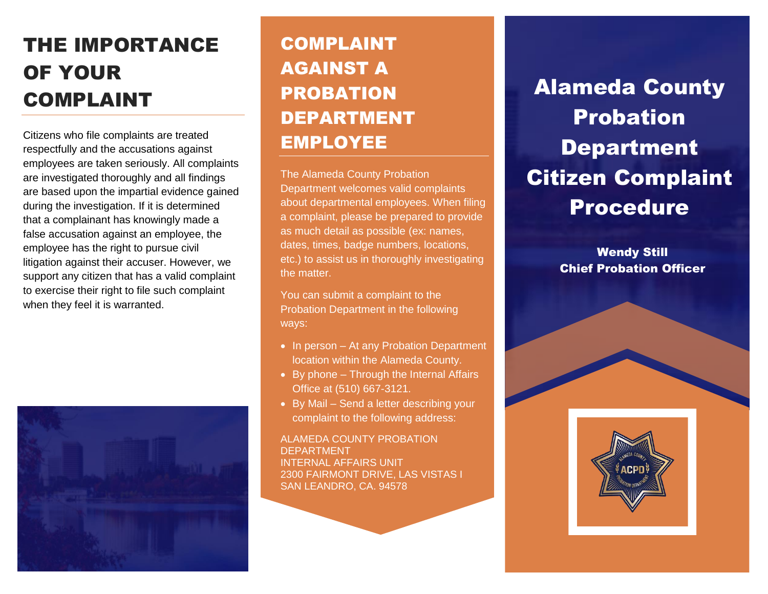# THE IMPORTANCE OF YOUR COMPLAINT

Citizens who file complaints are treated respectfully and the accusations against employees are taken seriously. All complaints are investigated thoroughly and all findings are based upon the impartial evidence gained during the investigation. If it is determined that a complainant has knowingly made a false accusation against an employee, the employee has the right to pursue civil litigation against their accuser. However, we support any citizen that has a valid complaint to exercise their right to file such complaint when they feel it is warranted.

# COMPLAINT AGAINST A PROBATION DEPARTMENT EMPLOYEE

The Alameda County Probation Department welcomes valid complaints about departmental employees. When filing a complaint, please be prepared to provide as much detail as possible (ex: names, dates, times, badge numbers, locations, etc.) to assist us in thoroughly investigating the matter.

You can submit a complaint to the Probation Department in the following ways:

- In person – At any Probation Department location within the Alameda County.
- By phone – Through the Internal Affairs Office at (510) 667-3121.
- By Mail – Send a letter describing your complaint to the following address:

ALAMEDA COUNTY PROBATION DEPARTMENT
INTERNAL AFFAIRS UNIT
2300 FAIRMONT DRIVE, LAS VISTAS I
SAN LEANDRO, CA. 94578

# Alameda County Probation Department Citizen Complaint Procedure

**Wendy Still**
**Chief Probation Officer**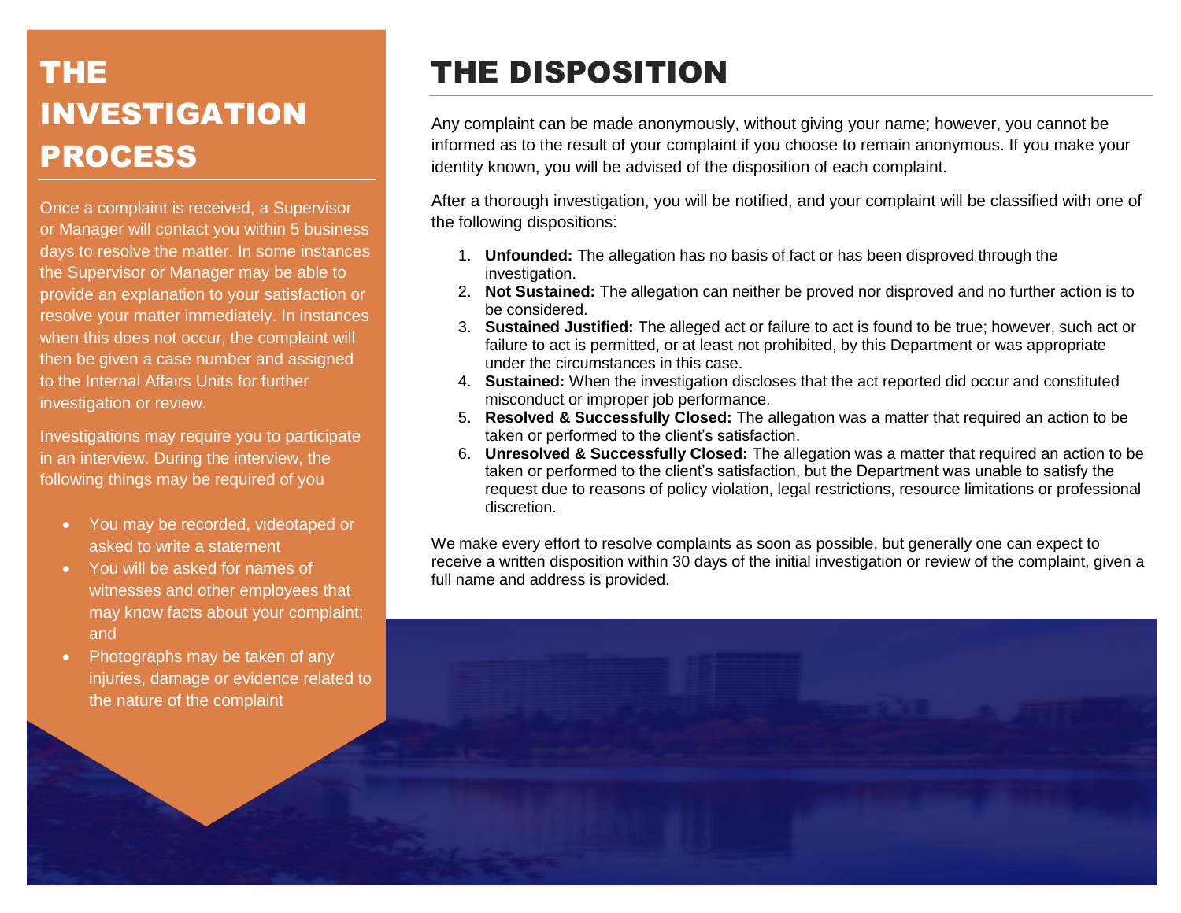# THE INVESTIGATION PROCESS

Once a complaint is received, a Supervisor or Manager will contact you within 5 business days to resolve the matter. In some instances the Supervisor or Manager may be able to provide an explanation to your satisfaction or resolve your matter immediately. In instances when this does not occur, the complaint will then be given a case number and assigned to the Internal Affairs Units for further investigation or review.

Investigations may require you to participate in an interview. During the interview, the following things may be required of you

- You may be recorded, videotaped or asked to write a statement
- You will be asked for names of witnesses and other employees that may know facts about your complaint; and
- Photographs may be taken of any injuries, damage or evidence related to the nature of the complaint

# THE DISPOSITION

Any complaint can be made anonymously, without giving your name; however, you cannot be informed as to the result of your complaint if you choose to remain anonymous. If you make your identity known, you will be advised of the disposition of each complaint.

After a thorough investigation, you will be notified, and your complaint will be classified with one of the following dispositions:

1. **Unfounded:** The allegation has no basis of fact or has been disproved through the investigation.
2. **Not Sustained:** The allegation can neither be proved nor disproved and no further action is to be considered.
3. **Sustained Justified:** The alleged act or failure to act is found to be true; however, such act or failure to act is permitted, or at least not prohibited, by this Department or was appropriate under the circumstances in this case.
4. **Sustained:** When the investigation discloses that the act reported did occur and constituted misconduct or improper job performance.
5. **Resolved & Successfully Closed:** The allegation was a matter that required an action to be taken or performed to the client's satisfaction.
6. **Unresolved & Successfully Closed:** The allegation was a matter that required an action to be taken or performed to the client's satisfaction, but the Department was unable to satisfy the request due to reasons of policy violation, legal restrictions, resource limitations or professional discretion.

We make every effort to resolve complaints as soon as possible, but generally one can expect to receive a written disposition within 30 days of the initial investigation or review of the complaint, given a full name and address is provided.